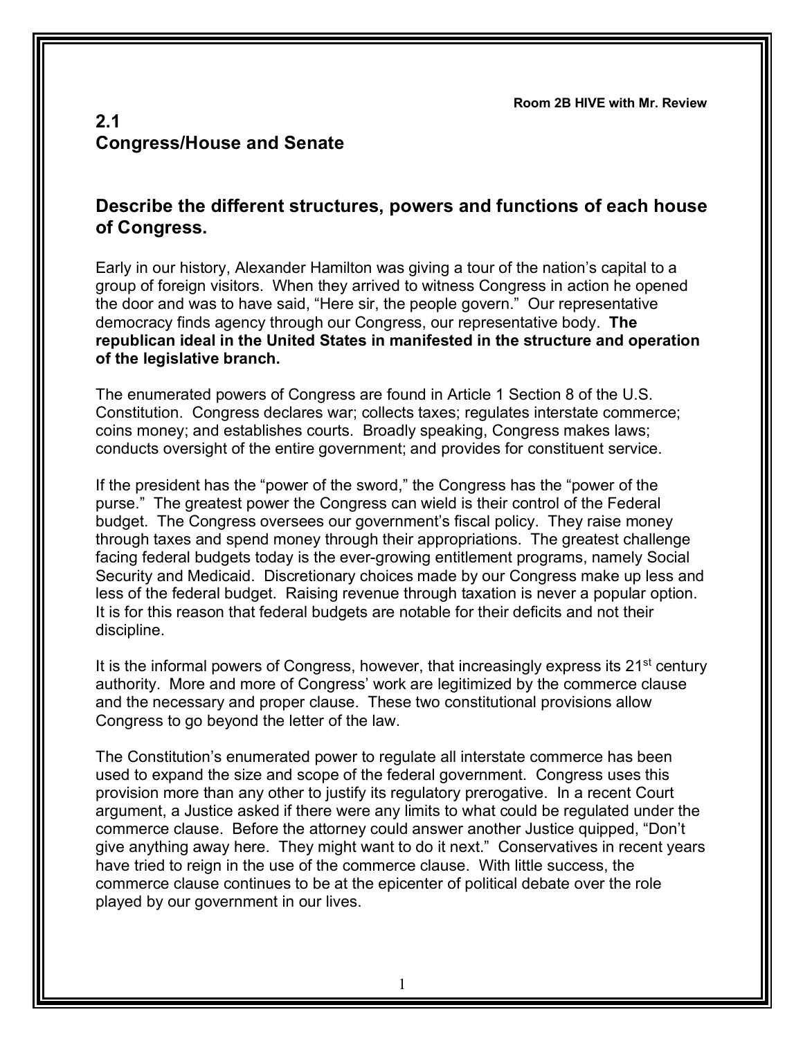Room 2B HIVE with Mr. Review

## 2.1
## Congress/House and Senate

### Describe the different structures, powers and functions of each house of Congress.

Early in our history, Alexander Hamilton was giving a tour of the nation's capital to a group of foreign visitors. When they arrived to witness Congress in action he opened the door and was to have said, "Here sir, the people govern." Our representative democracy finds agency through our Congress, our representative body. **The republican ideal in the United States in manifested in the structure and operation of the legislative branch.**

The enumerated powers of Congress are found in Article 1 Section 8 of the U.S. Constitution. Congress declares war; collects taxes; regulates interstate commerce; coins money; and establishes courts. Broadly speaking, Congress makes laws; conducts oversight of the entire government; and provides for constituent service.

If the president has the "power of the sword," the Congress has the "power of the purse." The greatest power the Congress can wield is their control of the Federal budget. The Congress oversees our government's fiscal policy. They raise money through taxes and spend money through their appropriations. The greatest challenge facing federal budgets today is the ever-growing entitlement programs, namely Social Security and Medicaid. Discretionary choices made by our Congress make up less and less of the federal budget. Raising revenue through taxation is never a popular option. It is for this reason that federal budgets are notable for their deficits and not their discipline.

It is the informal powers of Congress, however, that increasingly express its 21st century authority. More and more of Congress' work are legitimized by the commerce clause and the necessary and proper clause. These two constitutional provisions allow Congress to go beyond the letter of the law.

The Constitution's enumerated power to regulate all interstate commerce has been used to expand the size and scope of the federal government. Congress uses this provision more than any other to justify its regulatory prerogative. In a recent Court argument, a Justice asked if there were any limits to what could be regulated under the commerce clause. Before the attorney could answer another Justice quipped, "Don't give anything away here. They might want to do it next." Conservatives in recent years have tried to reign in the use of the commerce clause. With little success, the commerce clause continues to be at the epicenter of political debate over the role played by our government in our lives.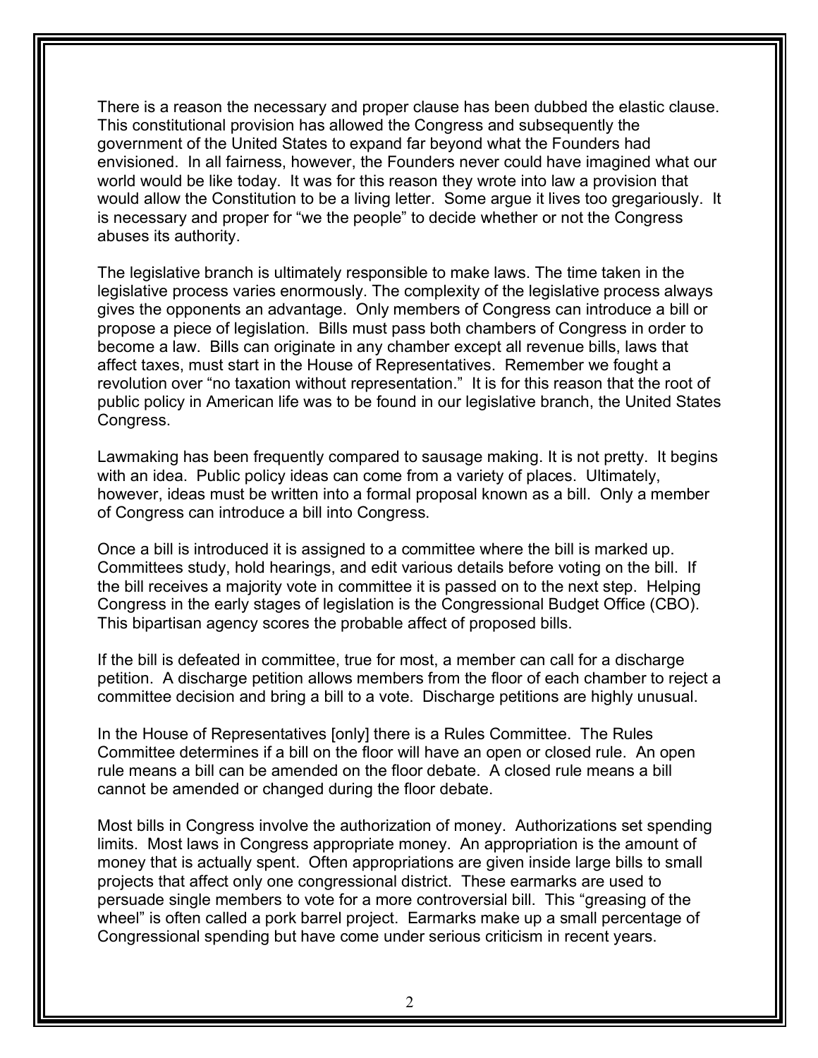There is a reason the necessary and proper clause has been dubbed the elastic clause. This constitutional provision has allowed the Congress and subsequently the government of the United States to expand far beyond what the Founders had envisioned. In all fairness, however, the Founders never could have imagined what our world would be like today. It was for this reason they wrote into law a provision that would allow the Constitution to be a living letter. Some argue it lives too gregariously. It is necessary and proper for "we the people" to decide whether or not the Congress abuses its authority.

The legislative branch is ultimately responsible to make laws. The time taken in the legislative process varies enormously. The complexity of the legislative process always gives the opponents an advantage. Only members of Congress can introduce a bill or propose a piece of legislation. Bills must pass both chambers of Congress in order to become a law. Bills can originate in any chamber except all revenue bills, laws that affect taxes, must start in the House of Representatives. Remember we fought a revolution over "no taxation without representation." It is for this reason that the root of public policy in American life was to be found in our legislative branch, the United States Congress.

Lawmaking has been frequently compared to sausage making. It is not pretty. It begins with an idea. Public policy ideas can come from a variety of places. Ultimately, however, ideas must be written into a formal proposal known as a bill. Only a member of Congress can introduce a bill into Congress.

Once a bill is introduced it is assigned to a committee where the bill is marked up. Committees study, hold hearings, and edit various details before voting on the bill. If the bill receives a majority vote in committee it is passed on to the next step. Helping Congress in the early stages of legislation is the Congressional Budget Office (CBO). This bipartisan agency scores the probable affect of proposed bills.

If the bill is defeated in committee, true for most, a member can call for a discharge petition. A discharge petition allows members from the floor of each chamber to reject a committee decision and bring a bill to a vote. Discharge petitions are highly unusual.

In the House of Representatives [only] there is a Rules Committee. The Rules Committee determines if a bill on the floor will have an open or closed rule. An open rule means a bill can be amended on the floor debate. A closed rule means a bill cannot be amended or changed during the floor debate.

Most bills in Congress involve the authorization of money. Authorizations set spending limits. Most laws in Congress appropriate money. An appropriation is the amount of money that is actually spent. Often appropriations are given inside large bills to small projects that affect only one congressional district. These earmarks are used to persuade single members to vote for a more controversial bill. This "greasing of the wheel" is often called a pork barrel project. Earmarks make up a small percentage of Congressional spending but have come under serious criticism in recent years.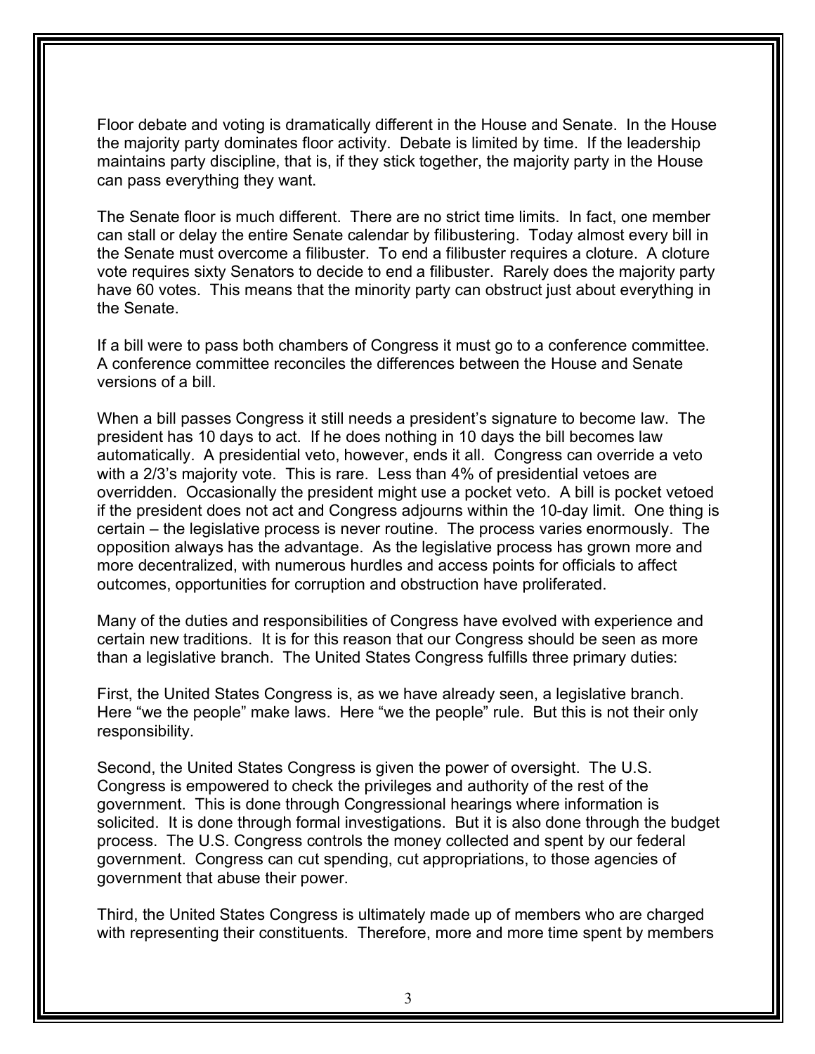Floor debate and voting is dramatically different in the House and Senate. In the House the majority party dominates floor activity. Debate is limited by time. If the leadership maintains party discipline, that is, if they stick together, the majority party in the House can pass everything they want.

The Senate floor is much different. There are no strict time limits. In fact, one member can stall or delay the entire Senate calendar by filibustering. Today almost every bill in the Senate must overcome a filibuster. To end a filibuster requires a cloture. A cloture vote requires sixty Senators to decide to end a filibuster. Rarely does the majority party have 60 votes. This means that the minority party can obstruct just about everything in the Senate.

If a bill were to pass both chambers of Congress it must go to a conference committee. A conference committee reconciles the differences between the House and Senate versions of a bill.

When a bill passes Congress it still needs a president's signature to become law. The president has 10 days to act. If he does nothing in 10 days the bill becomes law automatically. A presidential veto, however, ends it all. Congress can override a veto with a 2/3's majority vote. This is rare. Less than 4% of presidential vetoes are overridden. Occasionally the president might use a pocket veto. A bill is pocket vetoed if the president does not act and Congress adjourns within the 10-day limit. One thing is certain – the legislative process is never routine. The process varies enormously. The opposition always has the advantage. As the legislative process has grown more and more decentralized, with numerous hurdles and access points for officials to affect outcomes, opportunities for corruption and obstruction have proliferated.

Many of the duties and responsibilities of Congress have evolved with experience and certain new traditions. It is for this reason that our Congress should be seen as more than a legislative branch. The United States Congress fulfills three primary duties:

First, the United States Congress is, as we have already seen, a legislative branch. Here "we the people" make laws. Here "we the people" rule. But this is not their only responsibility.

Second, the United States Congress is given the power of oversight. The U.S. Congress is empowered to check the privileges and authority of the rest of the government. This is done through Congressional hearings where information is solicited. It is done through formal investigations. But it is also done through the budget process. The U.S. Congress controls the money collected and spent by our federal government. Congress can cut spending, cut appropriations, to those agencies of government that abuse their power.

Third, the United States Congress is ultimately made up of members who are charged with representing their constituents. Therefore, more and more time spent by members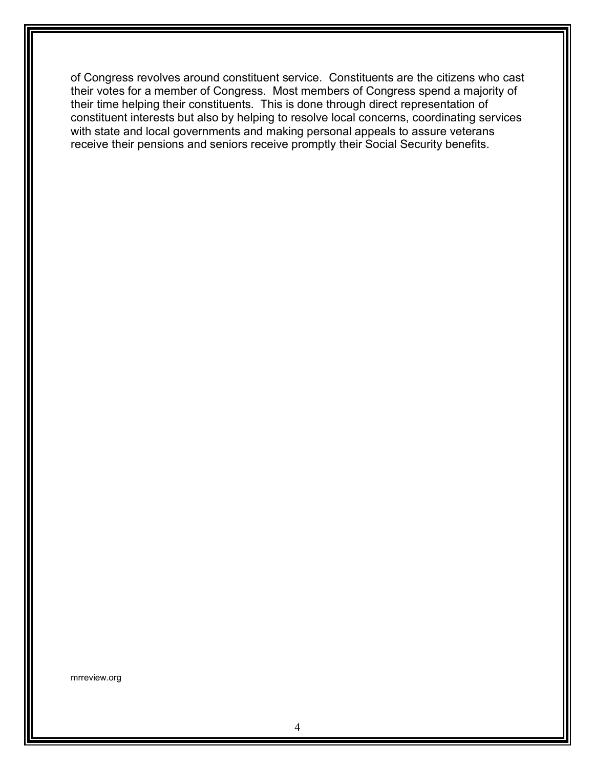of Congress revolves around constituent service. Constituents are the citizens who cast their votes for a member of Congress. Most members of Congress spend a majority of their time helping their constituents. This is done through direct representation of constituent interests but also by helping to resolve local concerns, coordinating services with state and local governments and making personal appeals to assure veterans receive their pensions and seniors receive promptly their Social Security benefits.

mrreview.org